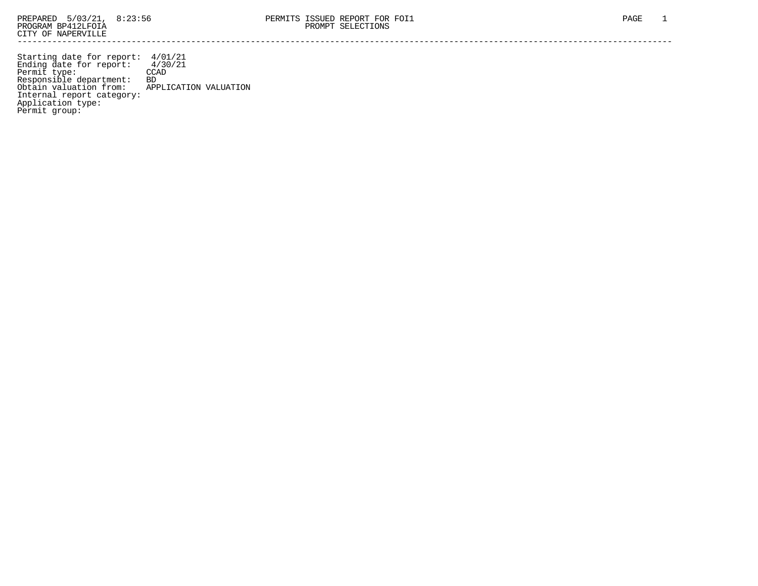PREPARED 5/03/21, 8:23:56 PERMITS ISSUED REPORT FOR FOI1
PROGRAM BP412LFOIA PROMPT SELECTIONS
CITY OF NAPERVILLE

---

```
Starting date for report:  4/01/21
Ending date for report:    4/30/21
Permit type:              CCAD
Responsible department:   BD
Obtain valuation from:    APPLICATION VALUATION
Internal report category:
Application type:
Permit group:
```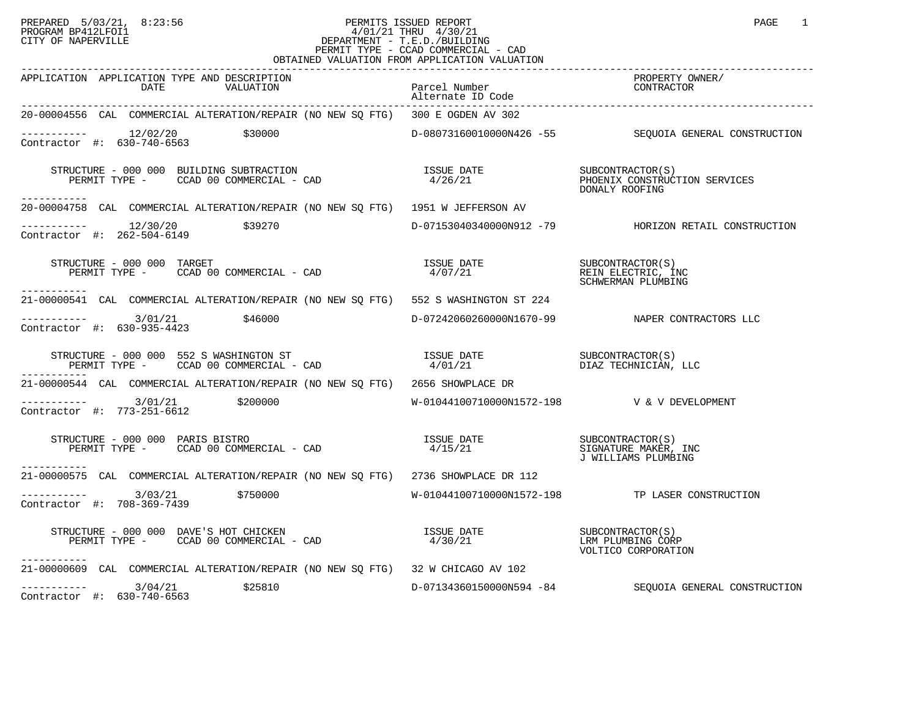PREPARED 5/03/21, 8:23:56
PROGRAM BP412LFOI1
CITY OF NAPERVILLE

# PERMITS ISSUED REPORT

4/01/21 THRU 4/30/21
DEPARTMENT - T.E.D./BUILDING
PERMIT TYPE - CCAD COMMERCIAL - CAD
OBTAINED VALUATION FROM APPLICATION VALUATION

| APPLICATION | APPLICATION TYPE AND DESCRIPTION DATE | VALUATION | Parcel Number / Alternate ID Code | PROPERTY OWNER/ CONTRACTOR |
|---|---|---|---|---|

---

**20-00004556** CAL COMMERCIAL ALTERATION/REPAIR (NO NEW SQ FTG) 300 E OGDEN AV 302

----------- 12/02/20 $30000 D-08073160010000N426 -55 SEQUOIA GENERAL CONSTRUCTION
Contractor #: 630-740-6563

STRUCTURE - 000 000 BUILDING SUBTRACTION
PERMIT TYPE - CCAD 00 COMMERCIAL - CAD
ISSUE DATE 4/26/21
SUBCONTRACTOR(S): PHOENIX CONSTRUCTION SERVICES, DONALY ROOFING

---

**20-00004758** CAL COMMERCIAL ALTERATION/REPAIR (NO NEW SQ FTG) 1951 W JEFFERSON AV

----------- 12/30/20 $39270 D-07153040340000N912 -79 HORIZON RETAIL CONSTRUCTION
Contractor #: 262-504-6149

STRUCTURE - 000 000 TARGET
PERMIT TYPE - CCAD 00 COMMERCIAL - CAD
ISSUE DATE 4/07/21
SUBCONTRACTOR(S): REIN ELECTRIC, INC, SCHWERMAN PLUMBING

---

**21-00000541** CAL COMMERCIAL ALTERATION/REPAIR (NO NEW SQ FTG) 552 S WASHINGTON ST 224

----------- 3/01/21 $46000 D-07242060260000N1670-99 NAPER CONTRACTORS LLC
Contractor #: 630-935-4423

STRUCTURE - 000 000 552 S WASHINGTON ST
PERMIT TYPE - CCAD 00 COMMERCIAL - CAD
ISSUE DATE 4/01/21
SUBCONTRACTOR(S): DIAZ TECHNICIAN, LLC

---

**21-00000544** CAL COMMERCIAL ALTERATION/REPAIR (NO NEW SQ FTG) 2656 SHOWPLACE DR

----------- 3/01/21 $200000 W-01044100710000N1572-198 V & V DEVELOPMENT
Contractor #: 773-251-6612

STRUCTURE - 000 000 PARIS BISTRO
PERMIT TYPE - CCAD 00 COMMERCIAL - CAD
ISSUE DATE 4/15/21
SUBCONTRACTOR(S): SIGNATURE MAKER, INC, J WILLIAMS PLUMBING

---

**21-00000575** CAL COMMERCIAL ALTERATION/REPAIR (NO NEW SQ FTG) 2736 SHOWPLACE DR 112

----------- 3/03/21 $750000 W-01044100710000N1572-198 TP LASER CONSTRUCTION
Contractor #: 708-369-7439

STRUCTURE - 000 000 DAVE'S HOT CHICKEN
PERMIT TYPE - CCAD 00 COMMERCIAL - CAD
ISSUE DATE 4/30/21
SUBCONTRACTOR(S): LRM PLUMBING CORP, VOLTICO CORPORATION

---

**21-00000609** CAL COMMERCIAL ALTERATION/REPAIR (NO NEW SQ FTG) 32 W CHICAGO AV 102

----------- 3/04/21 $25810 D-07134360150000N594 -84 SEQUOIA GENERAL CONSTRUCTION
Contractor #: 630-740-6563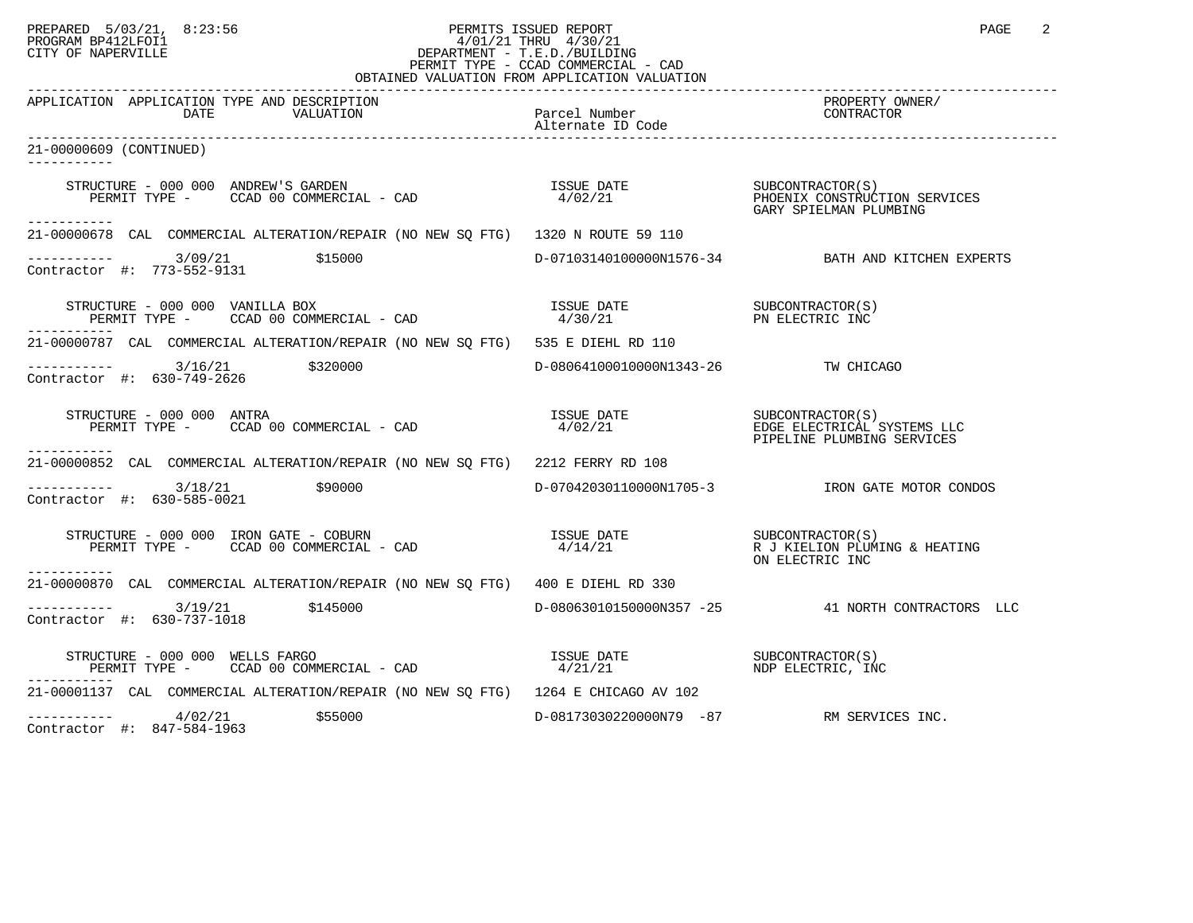PERMITS ISSUED REPORT
4/01/21 THRU 4/30/21
DEPARTMENT - T.E.D./BUILDING
PERMIT TYPE - CCAD COMMERCIAL - CAD
OBTAINED VALUATION FROM APPLICATION VALUATION

| APPLICATION | APPLICATION TYPE AND DESCRIPTION / DATE / VALUATION | Parcel Number / Alternate ID Code | PROPERTY OWNER/ CONTRACTOR |
|---|---|---|---|

21-00000609 (CONTINUED)

STRUCTURE - 000 000 ANDREW'S GARDEN — ISSUE DATE 4/02/21 — SUBCONTRACTOR(S): PHOENIX CONSTRUCTION SERVICES, GARY SPIELMAN PLUMBING
PERMIT TYPE - CCAD 00 COMMERCIAL - CAD

---

21-00000678 CAL COMMERCIAL ALTERATION/REPAIR (NO NEW SQ FTG) 1320 N ROUTE 59 110

3/09/21 $15000 D-07103140100000N1576-34 BATH AND KITCHEN EXPERTS
Contractor #: 773-552-9131

STRUCTURE - 000 000 VANILLA BOX — ISSUE DATE 4/30/21 — SUBCONTRACTOR(S): PN ELECTRIC INC
PERMIT TYPE - CCAD 00 COMMERCIAL - CAD

---

21-00000787 CAL COMMERCIAL ALTERATION/REPAIR (NO NEW SQ FTG) 535 E DIEHL RD 110

3/16/21 $320000 D-08064100010000N1343-26 TW CHICAGO
Contractor #: 630-749-2626

STRUCTURE - 000 000 ANTRA — ISSUE DATE 4/02/21 — SUBCONTRACTOR(S): EDGE ELECTRICAL SYSTEMS LLC, PIPELINE PLUMBING SERVICES
PERMIT TYPE - CCAD 00 COMMERCIAL - CAD

---

21-00000852 CAL COMMERCIAL ALTERATION/REPAIR (NO NEW SQ FTG) 2212 FERRY RD 108

3/18/21 $90000 D-07042030110000N1705-3 IRON GATE MOTOR CONDOS
Contractor #: 630-585-0021

STRUCTURE - 000 000 IRON GATE - COBURN — ISSUE DATE 4/14/21 — SUBCONTRACTOR(S): R J KIELION PLUMING & HEATING, ON ELECTRIC INC
PERMIT TYPE - CCAD 00 COMMERCIAL - CAD

---

21-00000870 CAL COMMERCIAL ALTERATION/REPAIR (NO NEW SQ FTG) 400 E DIEHL RD 330

3/19/21 $145000 D-08063010150000N357 -25 41 NORTH CONTRACTORS LLC
Contractor #: 630-737-1018

STRUCTURE - 000 000 WELLS FARGO — ISSUE DATE 4/21/21 — SUBCONTRACTOR(S): NDP ELECTRIC, INC
PERMIT TYPE - CCAD 00 COMMERCIAL - CAD

---

21-00001137 CAL COMMERCIAL ALTERATION/REPAIR (NO NEW SQ FTG) 1264 E CHICAGO AV 102

4/02/21 $55000 D-08173030220000N79 -87 RM SERVICES INC.
Contractor #: 847-584-1963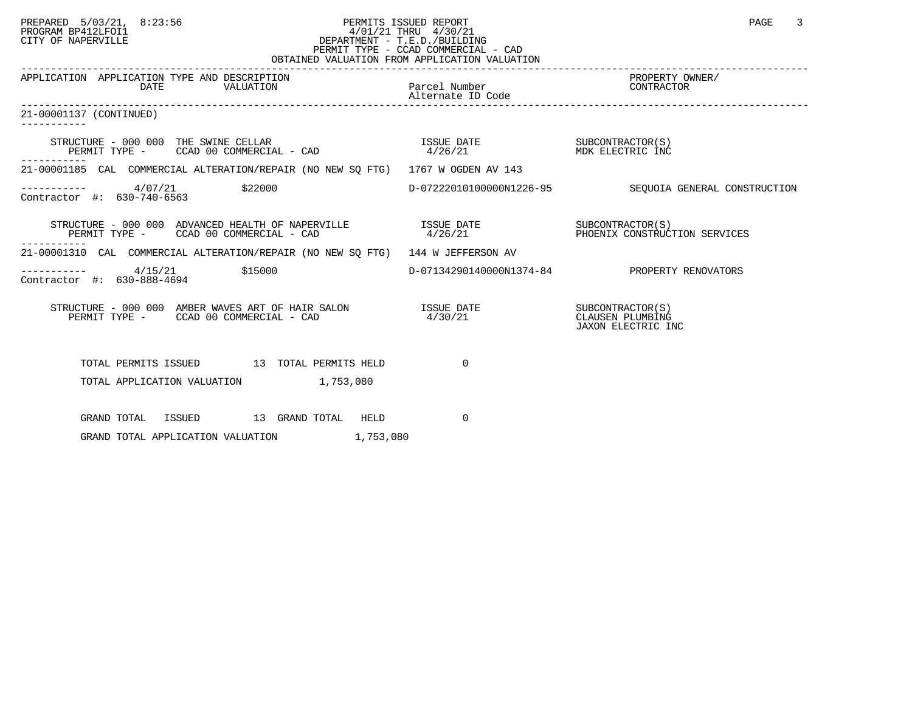PREPARED 5/03/21, 8:23:56 PERMITS ISSUED REPORT
PROGRAM BP412LFOI1 4/01/21 THRU 4/30/21
CITY OF NAPERVILLE DEPARTMENT - T.E.D./BUILDING
PERMIT TYPE - CCAD COMMERCIAL - CAD
OBTAINED VALUATION FROM APPLICATION VALUATION

| APPLICATION | APPLICATION TYPE AND DESCRIPTION / DATE / VALUATION | Parcel Number / Alternate ID Code | PROPERTY OWNER/ CONTRACTOR |
|---|---|---|---|

21-00001137 (CONTINUED)

STRUCTURE - 000 000 THE SWINE CELLAR — ISSUE DATE 4/26/21 — SUBCONTRACTOR(S): MDK ELECTRIC INC
PERMIT TYPE - CCAD 00 COMMERCIAL - CAD

21-00001185 CAL COMMERCIAL ALTERATION/REPAIR (NO NEW SQ FTG) 1767 W OGDEN AV 143
4/07/21 $22000 D-07222010100000N1226-95 SEQUOIA GENERAL CONSTRUCTION
Contractor #: 630-740-6563

STRUCTURE - 000 000 ADVANCED HEALTH OF NAPERVILLE — ISSUE DATE 4/26/21 — SUBCONTRACTOR(S): PHOENIX CONSTRUCTION SERVICES
PERMIT TYPE - CCAD 00 COMMERCIAL - CAD

21-00001310 CAL COMMERCIAL ALTERATION/REPAIR (NO NEW SQ FTG) 144 W JEFFERSON AV
4/15/21 $15000 D-07134290140000N1374-84 PROPERTY RENOVATORS
Contractor #: 630-888-4694

STRUCTURE - 000 000 AMBER WAVES ART OF HAIR SALON — ISSUE DATE 4/30/21 — SUBCONTRACTOR(S): CLAUSEN PLUMBING, JAXON ELECTRIC INC
PERMIT TYPE - CCAD 00 COMMERCIAL - CAD

TOTAL PERMITS ISSUED 13 TOTAL PERMITS HELD 0

TOTAL APPLICATION VALUATION 1,753,080

GRAND TOTAL ISSUED 13 GRAND TOTAL HELD 0

GRAND TOTAL APPLICATION VALUATION 1,753,080